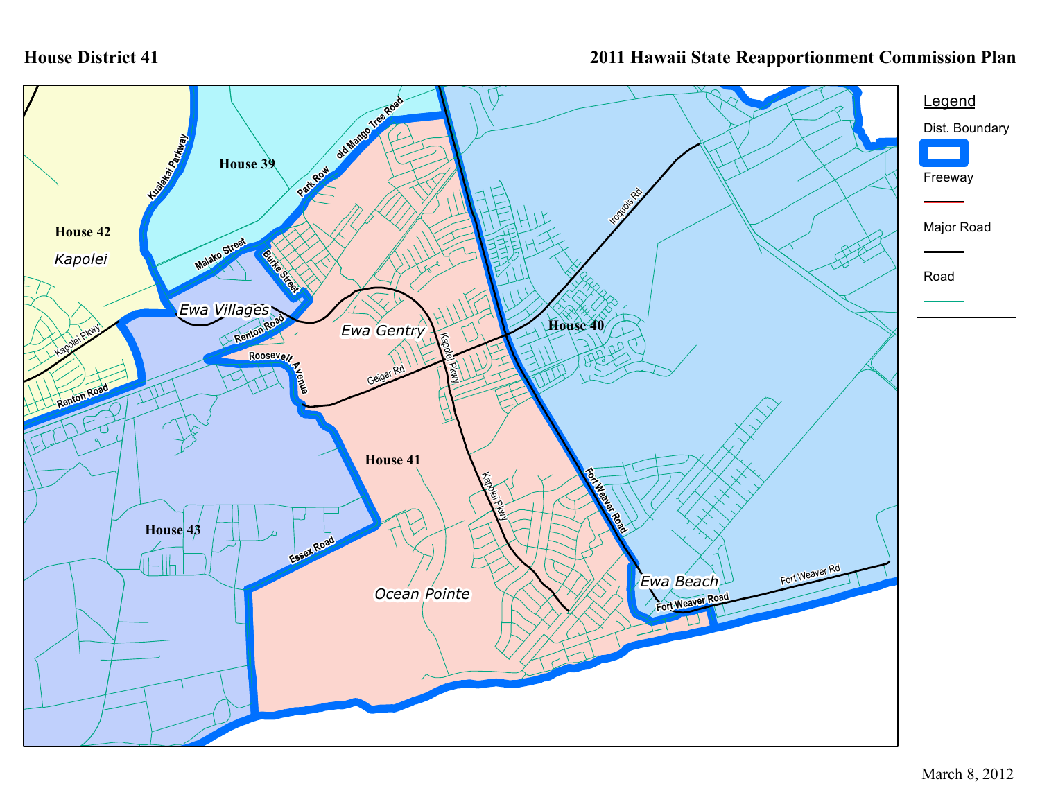# House District 41

## 2011 Hawaii State Reapportionment Commission Plan

**Legend**

- Dist. Boundary
- Freeway
- Major Road
- Road

House 39

House 40

House 41

House 42

House 43

Kapolei

Ewa Villages

Ewa Gentry

Ocean Pointe

Ewa Beach

Kualakai Parkway

old Mango Tree Road

Park Row

Malako Street

Burke Street

Renton Road

Roosevelt Avenue

Kapolei Pkwy

Geiger Rd

Iroquois Rd

Fort Weaver Road

Fort Weaver Rd

Essex Road

March 8, 2012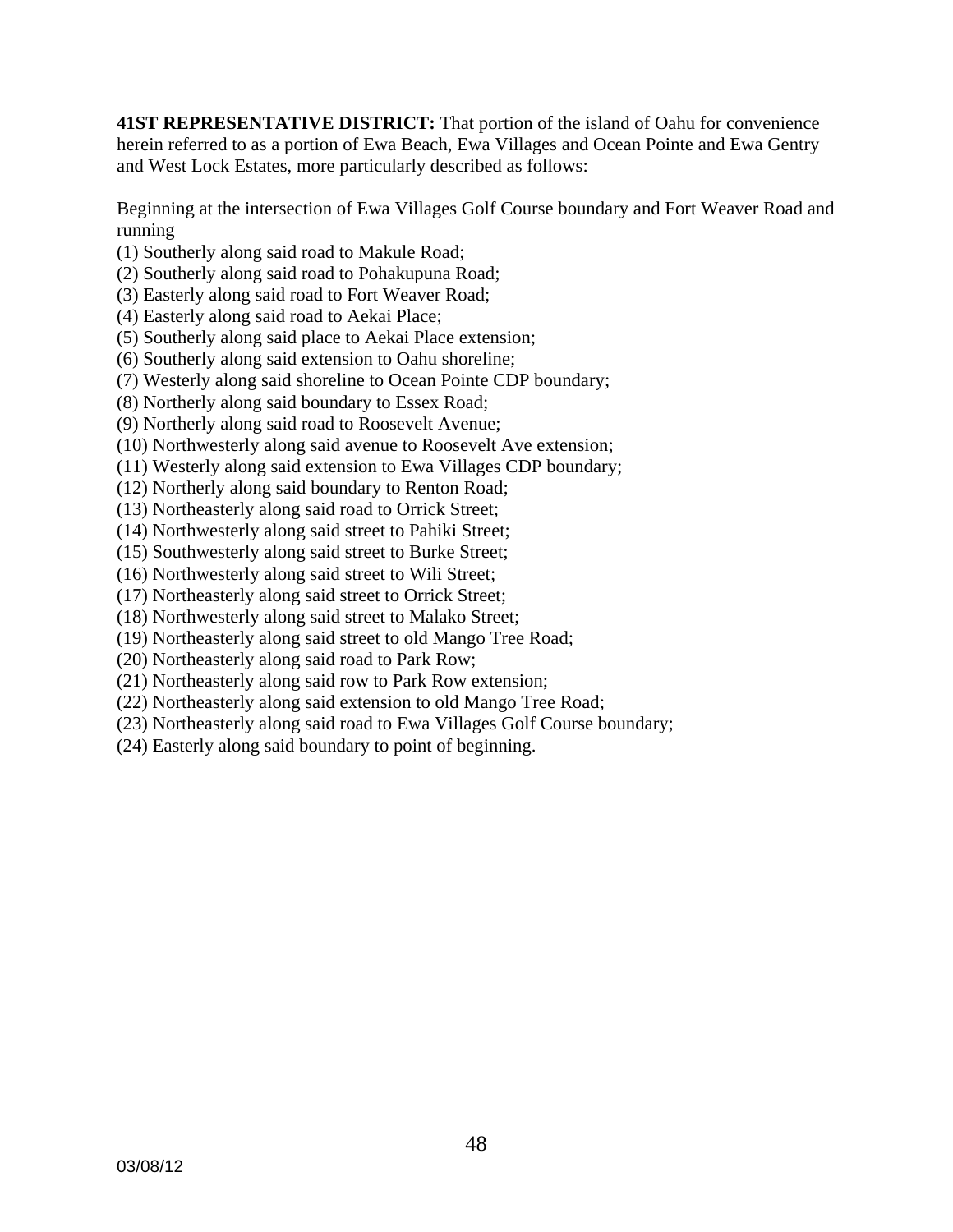**41ST REPRESENTATIVE DISTRICT:** That portion of the island of Oahu for convenience herein referred to as a portion of Ewa Beach, Ewa Villages and Ocean Pointe and Ewa Gentry and West Lock Estates, more particularly described as follows:

Beginning at the intersection of Ewa Villages Golf Course boundary and Fort Weaver Road and running

(1) Southerly along said road to Makule Road;
(2) Southerly along said road to Pohakupuna Road;
(3) Easterly along said road to Fort Weaver Road;
(4) Easterly along said road to Aekai Place;
(5) Southerly along said place to Aekai Place extension;
(6) Southerly along said extension to Oahu shoreline;
(7) Westerly along said shoreline to Ocean Pointe CDP boundary;
(8) Northerly along said boundary to Essex Road;
(9) Northerly along said road to Roosevelt Avenue;
(10) Northwesterly along said avenue to Roosevelt Ave extension;
(11) Westerly along said extension to Ewa Villages CDP boundary;
(12) Northerly along said boundary to Renton Road;
(13) Northeasterly along said road to Orrick Street;
(14) Northwesterly along said street to Pahiki Street;
(15) Southwesterly along said street to Burke Street;
(16) Northwesterly along said street to Wili Street;
(17) Northeasterly along said street to Orrick Street;
(18) Northwesterly along said street to Malako Street;
(19) Northeasterly along said street to old Mango Tree Road;
(20) Northeasterly along said road to Park Row;
(21) Northeasterly along said row to Park Row extension;
(22) Northeasterly along said extension to old Mango Tree Road;
(23) Northeasterly along said road to Ewa Villages Golf Course boundary;
(24) Easterly along said boundary to point of beginning.